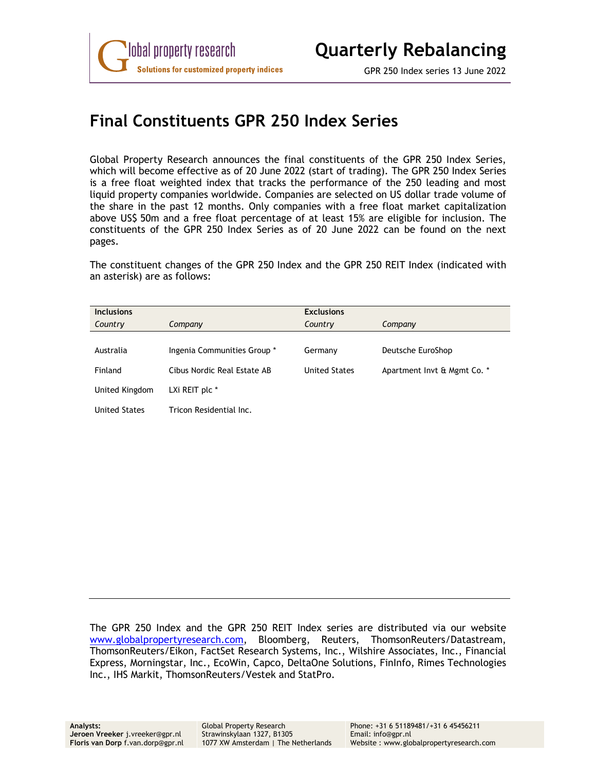# Quarterly Rebalancing

GPR 250 Index series 13 June 2022

## Final Constituents GPR 250 Index Series

Global Property Research announces the final constituents of the GPR 250 Index Series, which will become effective as of 20 June 2022 (start of trading). The GPR 250 Index Series is a free float weighted index that tracks the performance of the 250 leading and most liquid property companies worldwide. Companies are selected on US dollar trade volume of the share in the past 12 months. Only companies with a free float market capitalization above US$ 50m and a free float percentage of at least 15% are eligible for inclusion. The constituents of the GPR 250 Index Series as of 20 June 2022 can be found on the next pages.

The constituent changes of the GPR 250 Index and the GPR 250 REIT Index (indicated with an asterisk) are as follows:

| **Inclusions** | | **Exclusions** | |
|---|---|---|---|
| *Country* | *Company* | *Country* | *Company* |
| Australia | Ingenia Communities Group * | Germany | Deutsche EuroShop |
| Finland | Cibus Nordic Real Estate AB | United States | Apartment Invt & Mgmt Co. * |
| United Kingdom | LXi REIT plc * | | |
| United States | Tricon Residential Inc. | | |

The GPR 250 Index and the GPR 250 REIT Index series are distributed via our website www.globalpropertyresearch.com, Bloomberg, Reuters, ThomsonReuters/Datastream, ThomsonReuters/Eikon, FactSet Research Systems, Inc., Wilshire Associates, Inc., Financial Express, Morningstar, Inc., EcoWin, Capco, DeltaOne Solutions, FinInfo, Rimes Technologies Inc., IHS Markit, ThomsonReuters/Vestek and StatPro.

**Analysts:**
**Jeroen Vreeker** j.vreeker@gpr.nl
**Floris van Dorp** f.van.dorp@gpr.nl

Global Property Research
Strawinskylaan 1327, B1305
1077 XW Amsterdam | The Netherlands

Phone: +31 6 51189481/+31 6 45456211
Email: info@gpr.nl
Website : www.globalpropertyresearch.com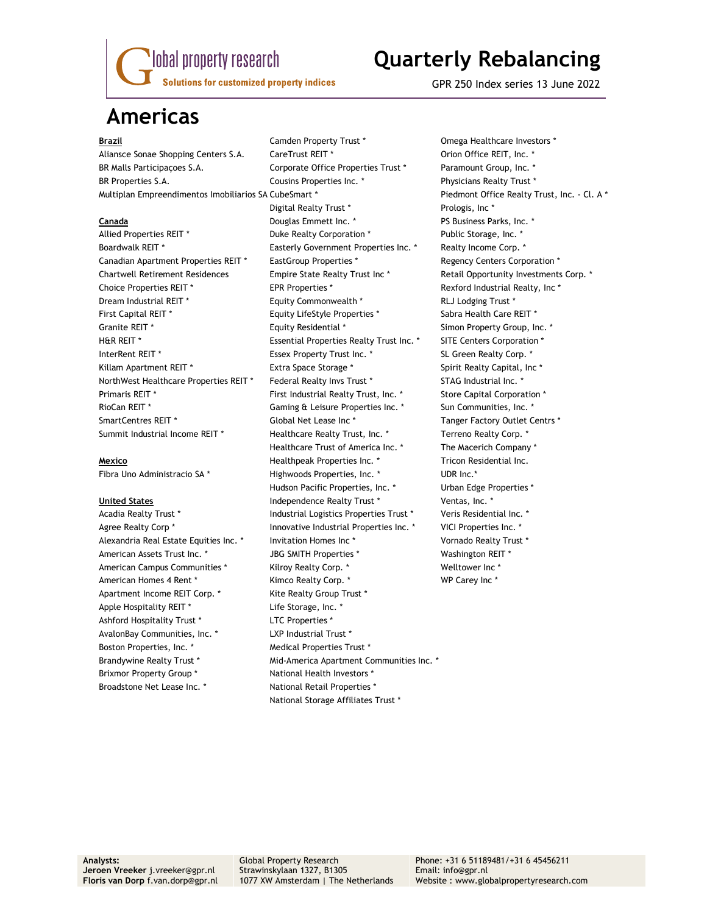# Americas

**Brazil**

Aliansce Sonae Shopping Centers S.A.
BR Malls Participaçoes S.A.
BR Properties S.A.
Multiplan Empreendimentos Imobiliarios SA

**Canada**

Allied Properties REIT *
Boardwalk REIT *
Canadian Apartment Properties REIT *
Chartwell Retirement Residences
Choice Properties REIT *
Dream Industrial REIT *
First Capital REIT *
Granite REIT *
H&R REIT *
InterRent REIT *
Killam Apartment REIT *
NorthWest Healthcare Properties REIT *
Primaris REIT *
RioCan REIT *
SmartCentres REIT *
Summit Industrial Income REIT *

**Mexico**

Fibra Uno Administracio SA *

**United States**

Acadia Realty Trust *
Agree Realty Corp *
Alexandria Real Estate Equities Inc. *
American Assets Trust Inc. *
American Campus Communities *
American Homes 4 Rent *
Apartment Income REIT Corp. *
Apple Hospitality REIT *
Ashford Hospitality Trust *
AvalonBay Communities, Inc. *
Boston Properties, Inc. *
Brandywine Realty Trust *
Brixmor Property Group *
Broadstone Net Lease Inc. *
Camden Property Trust *
CareTrust REIT *
Corporate Office Properties Trust *
Cousins Properties Inc. *
CubeSmart *
Digital Realty Trust *
Douglas Emmett Inc. *
Duke Realty Corporation *
Easterly Government Properties Inc. *
EastGroup Properties *
Empire State Realty Trust Inc *
EPR Properties *
Equity Commonwealth *
Equity LifeStyle Properties *
Equity Residential *
Essential Properties Realty Trust Inc. *
Essex Property Trust Inc. *
Extra Space Storage *
Federal Realty Invs Trust *
First Industrial Realty Trust, Inc. *
Gaming & Leisure Properties Inc. *
Global Net Lease Inc *
Healthcare Realty Trust, Inc. *
Healthcare Trust of America Inc. *
Healthpeak Properties Inc. *
Highwoods Properties, Inc. *
Hudson Pacific Properties, Inc. *
Independence Realty Trust *
Industrial Logistics Properties Trust *
Innovative Industrial Properties Inc. *
Invitation Homes Inc *
JBG SMITH Properties *
Kilroy Realty Corp. *
Kimco Realty Corp. *
Kite Realty Group Trust *
Life Storage, Inc. *
LTC Properties *
LXP Industrial Trust *
Medical Properties Trust *
Mid-America Apartment Communities Inc. *
National Health Investors *
National Retail Properties *
National Storage Affiliates Trust *
Omega Healthcare Investors *
Orion Office REIT, Inc. *
Paramount Group, Inc. *
Physicians Realty Trust *
Piedmont Office Realty Trust, Inc. - Cl. A *
Prologis, Inc *
PS Business Parks, Inc. *
Public Storage, Inc. *
Realty Income Corp. *
Regency Centers Corporation *
Retail Opportunity Investments Corp. *
Rexford Industrial Realty, Inc *
RLJ Lodging Trust *
Sabra Health Care REIT *
Simon Property Group, Inc. *
SITE Centers Corporation *
SL Green Realty Corp. *
Spirit Realty Capital, Inc *
STAG Industrial Inc. *
Store Capital Corporation *
Sun Communities, Inc. *
Tanger Factory Outlet Centrs *
Terreno Realty Corp. *
The Macerich Company *
Tricon Residential Inc.
UDR Inc.*
Urban Edge Properties *
Ventas, Inc. *
Veris Residential Inc. *
VICI Properties Inc. *
Vornado Realty Trust *
Washington REIT *
Welltower Inc *
WP Carey Inc *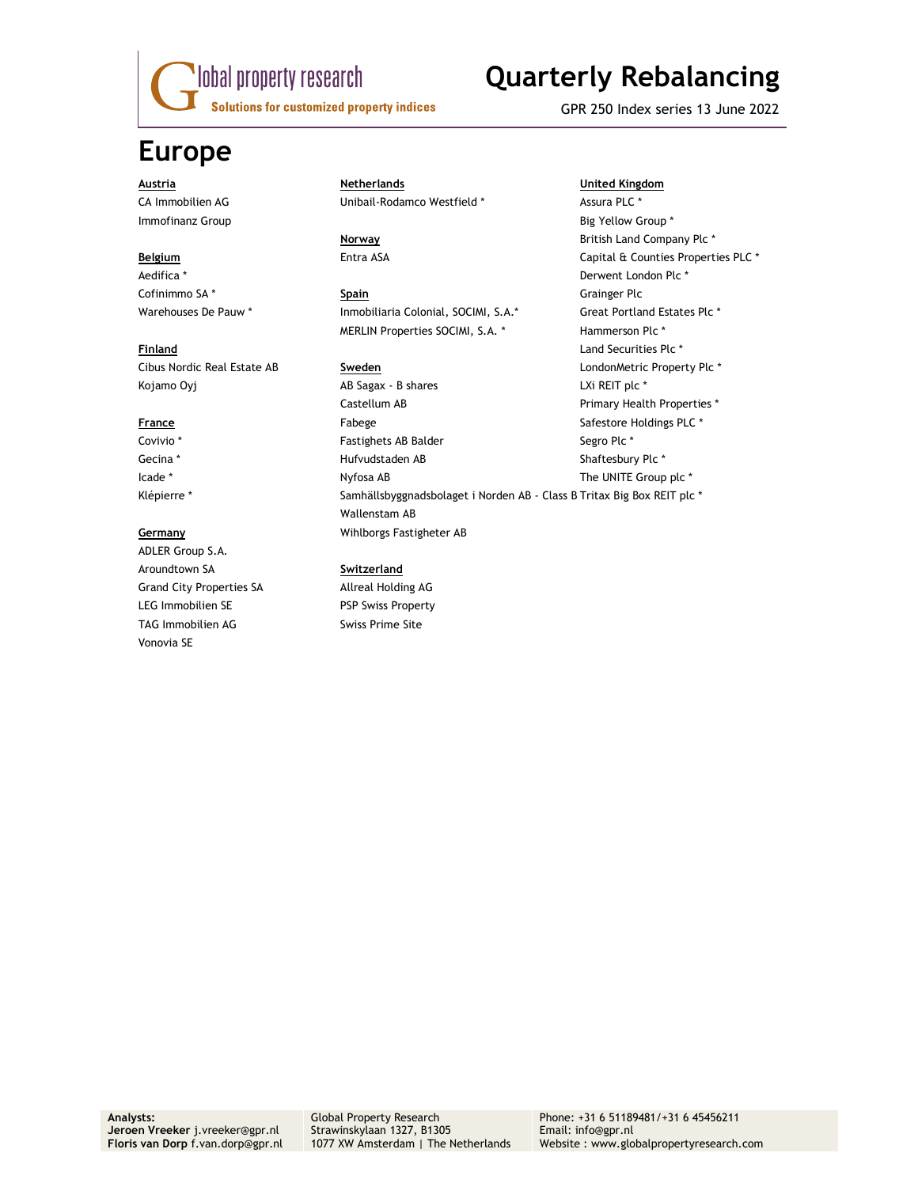# Europe

**Austria**
CA Immobilien AG
Immofinanz Group

**Belgium**
Aedifica *
Cofinimmo SA *
Warehouses De Pauw *

**Finland**
Cibus Nordic Real Estate AB
Kojamo Oyj

**France**
Covivio *
Gecina *
Icade *
Klépierre *

**Germany**
ADLER Group S.A.
Aroundtown SA
Grand City Properties SA
LEG Immobilien SE
TAG Immobilien AG
Vonovia SE

**Netherlands**
Unibail-Rodamco Westfield *

**Norway**
Entra ASA

**Spain**
Inmobiliaria Colonial, SOCIMI, S.A.*
MERLIN Properties SOCIMI, S.A. *

**Sweden**
AB Sagax - B shares
Castellum AB
Fabege
Fastighets AB Balder
Hufvudstaden AB
Nyfosa AB
Samhällsbyggnadsbolaget i Norden AB - Class B
Wallenstam AB
Wihlborgs Fastigheter AB

**Switzerland**
Allreal Holding AG
PSP Swiss Property
Swiss Prime Site

**United Kingdom**
Assura PLC *
Big Yellow Group *
British Land Company Plc *
Capital & Counties Properties PLC *
Derwent London Plc *
Grainger Plc
Great Portland Estates Plc *
Hammerson Plc *
Land Securities Plc *
LondonMetric Property Plc *
LXi REIT plc *
Primary Health Properties *
Safestore Holdings PLC *
Segro Plc *
Shaftesbury Plc *
The UNITE Group plc *
Tritax Big Box REIT plc *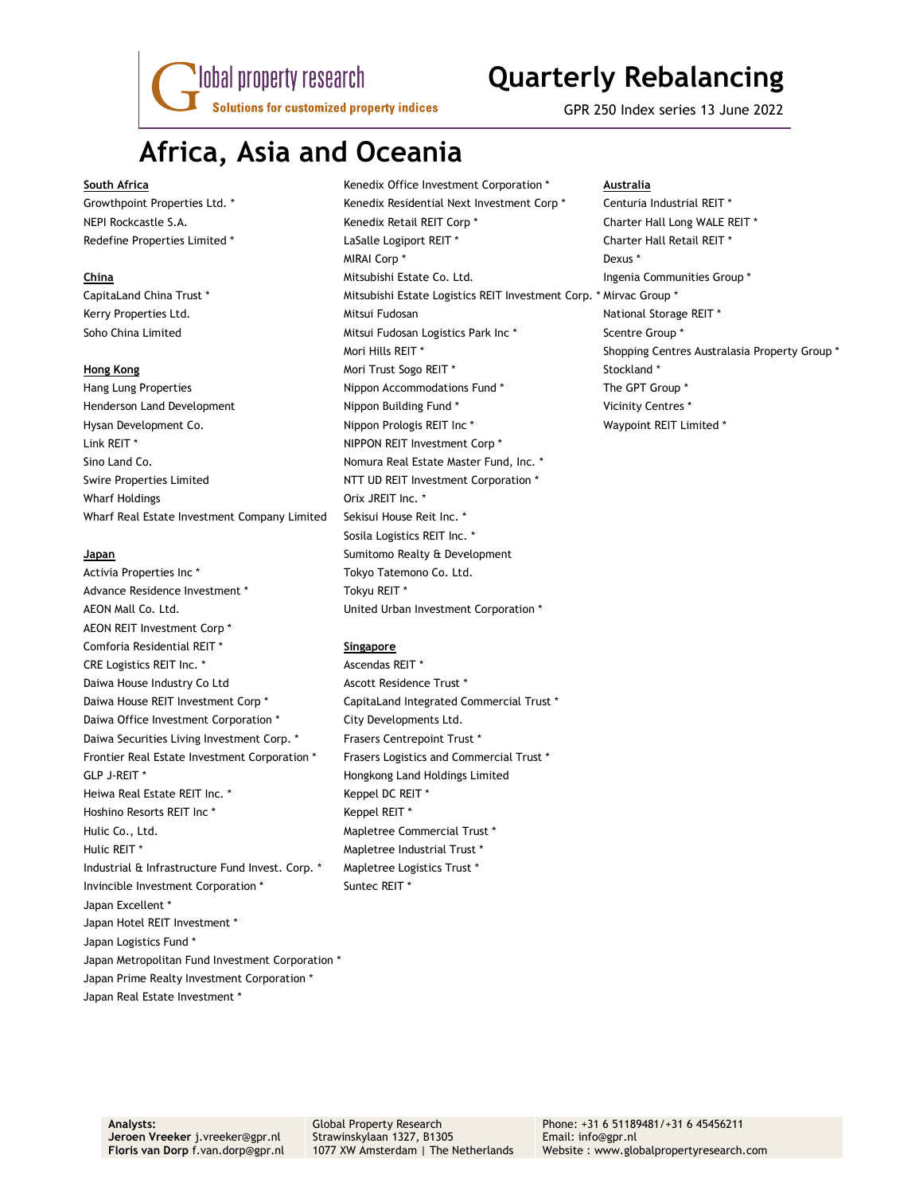# Africa, Asia and Oceania

**South Africa**

Growthpoint Properties Ltd. *
NEPI Rockcastle S.A.
Redefine Properties Limited *

**China**

CapitaLand China Trust *
Kerry Properties Ltd.
Soho China Limited

**Hong Kong**

Hang Lung Properties
Henderson Land Development
Hysan Development Co.
Link REIT *
Sino Land Co.
Swire Properties Limited
Wharf Holdings
Wharf Real Estate Investment Company Limited

**Japan**

Activia Properties Inc *
Advance Residence Investment *
AEON Mall Co. Ltd.
AEON REIT Investment Corp *
Comforia Residential REIT *
CRE Logistics REIT Inc. *
Daiwa House Industry Co Ltd
Daiwa House REIT Investment Corp *
Daiwa Office Investment Corporation *
Daiwa Securities Living Investment Corp. *
Frontier Real Estate Investment Corporation *
GLP J-REIT *
Heiwa Real Estate REIT Inc. *
Hoshino Resorts REIT Inc *
Hulic Co., Ltd.
Hulic REIT *
Industrial & Infrastructure Fund Invest. Corp. *
Invincible Investment Corporation *
Japan Excellent *
Japan Hotel REIT Investment *
Japan Logistics Fund *
Japan Metropolitan Fund Investment Corporation *
Japan Prime Realty Investment Corporation *
Japan Real Estate Investment *
Kenedix Office Investment Corporation *
Kenedix Residential Next Investment Corp *
Kenedix Retail REIT Corp *
LaSalle Logiport REIT *
MIRAI Corp *
Mitsubishi Estate Co. Ltd.
Mitsubishi Estate Logistics REIT Investment Corp. *
Mitsui Fudosan
Mitsui Fudosan Logistics Park Inc *
Mori Hills REIT *
Mori Trust Sogo REIT *
Nippon Accommodations Fund *
Nippon Building Fund *
Nippon Prologis REIT Inc *
NIPPON REIT Investment Corp *
Nomura Real Estate Master Fund, Inc. *
NTT UD REIT Investment Corporation *
Orix JREIT Inc. *
Sekisui House Reit Inc. *
Sosila Logistics REIT Inc. *
Sumitomo Realty & Development
Tokyo Tatemono Co. Ltd.
Tokyu REIT *
United Urban Investment Corporation *

**Singapore**

Ascendas REIT *
Ascott Residence Trust *
CapitaLand Integrated Commercial Trust *
City Developments Ltd.
Frasers Centrepoint Trust *
Frasers Logistics and Commercial Trust *
Hongkong Land Holdings Limited
Keppel DC REIT *
Keppel REIT *
Mapletree Commercial Trust *
Mapletree Industrial Trust *
Mapletree Logistics Trust *
Suntec REIT *

**Australia**

Centuria Industrial REIT *
Charter Hall Long WALE REIT *
Charter Hall Retail REIT *
Dexus *
Ingenia Communities Group *
Mirvac Group *
National Storage REIT *
Scentre Group *
Shopping Centres Australasia Property Group *
Stockland *
The GPT Group *
Vicinity Centres *
Waypoint REIT Limited *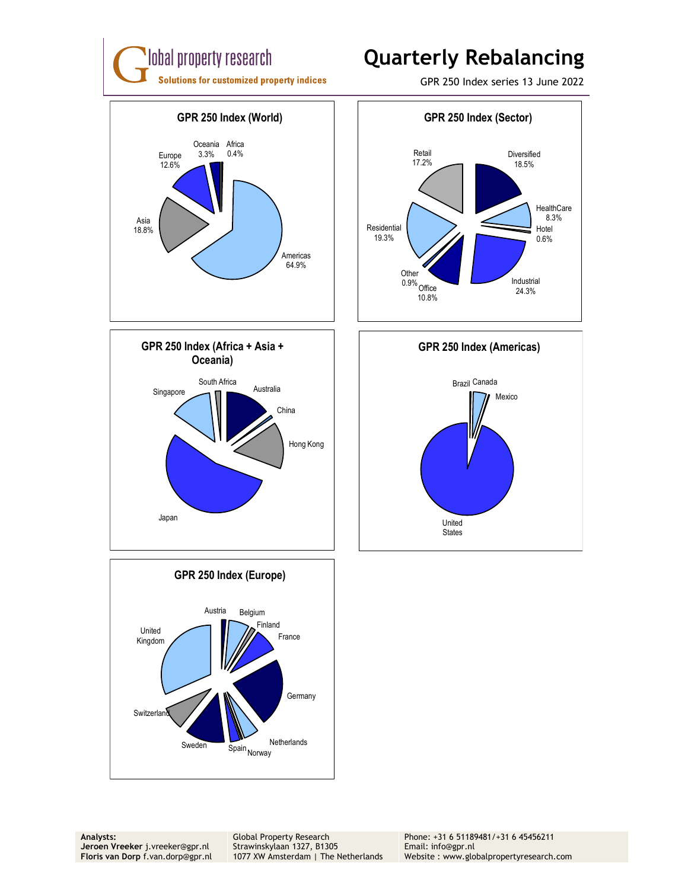Global property research
Solutions for customized property indices

# Quarterly Rebalancing

GPR 250 Index series 13 June 2022

**GPR 250 Index (World)**

Oceania 3.3%
Africa 0.4%
Europe 12.6%
Asia 18.8%
Americas 64.9%

**GPR 250 Index (Sector)**

Retail 17.2%
Diversified 18.5%
HealthCare 8.3%
Hotel 0.6%
Residential 19.3%
Other 0.9%
Office 10.8%
Industrial 24.3%

**GPR 250 Index (Africa + Asia + Oceania)**

South Africa
Singapore
Australia
China
Hong Kong
Japan

**GPR 250 Index (Americas)**

Brazil
Canada
Mexico
United States

**GPR 250 Index (Europe)**

Austria
Belgium
Finland
France
United Kingdom
Germany
Switzerland
Sweden
Spain
Norway
Netherlands

**Analysts:**
**Jeroen Vreeker** j.vreeker@gpr.nl
**Floris van Dorp** f.van.dorp@gpr.nl

Global Property Research
Strawinskylaan 1327, B1305
1077 XW Amsterdam | The Netherlands

Phone: +31 6 51189481/+31 6 45456211
Email: info@gpr.nl
Website : www.globalpropertyresearch.com